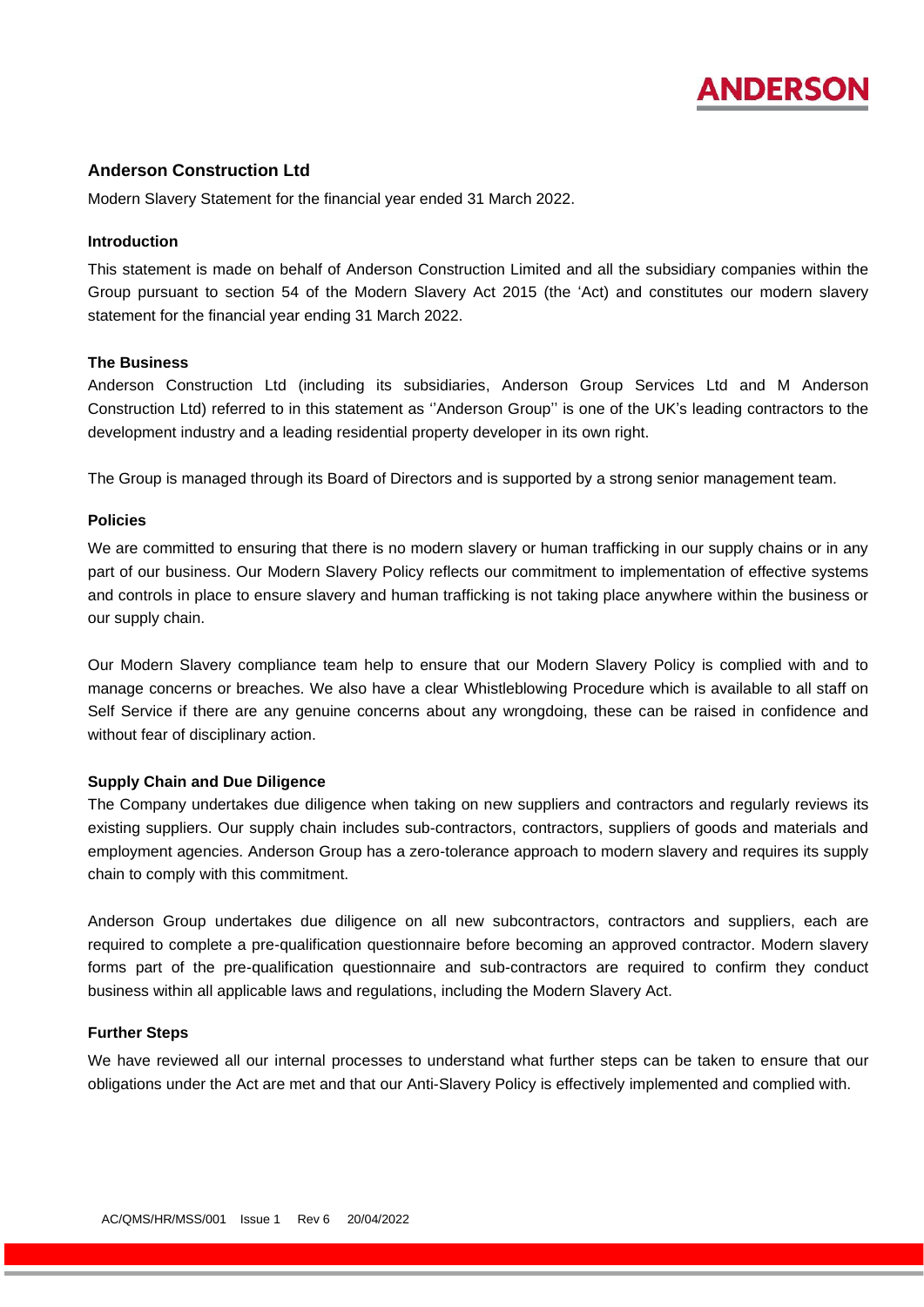# ANDERSON

## Anderson Construction Ltd

Modern Slavery Statement for the financial year ended 31 March 2022.

### Introduction

This statement is made on behalf of Anderson Construction Limited and all the subsidiary companies within the Group pursuant to section 54 of the Modern Slavery Act 2015 (the 'Act) and constitutes our modern slavery statement for the financial year ending 31 March 2022.

### The Business

Anderson Construction Ltd (including its subsidiaries, Anderson Group Services Ltd and M Anderson Construction Ltd) referred to in this statement as ''Anderson Group'' is one of the UK's leading contractors to the development industry and a leading residential property developer in its own right.

The Group is managed through its Board of Directors and is supported by a strong senior management team.

### Policies

We are committed to ensuring that there is no modern slavery or human trafficking in our supply chains or in any part of our business. Our Modern Slavery Policy reflects our commitment to implementation of effective systems and controls in place to ensure slavery and human trafficking is not taking place anywhere within the business or our supply chain.

Our Modern Slavery compliance team help to ensure that our Modern Slavery Policy is complied with and to manage concerns or breaches. We also have a clear Whistleblowing Procedure which is available to all staff on Self Service if there are any genuine concerns about any wrongdoing, these can be raised in confidence and without fear of disciplinary action.

### Supply Chain and Due Diligence

The Company undertakes due diligence when taking on new suppliers and contractors and regularly reviews its existing suppliers. Our supply chain includes sub-contractors, contractors, suppliers of goods and materials and employment agencies. Anderson Group has a zero-tolerance approach to modern slavery and requires its supply chain to comply with this commitment.

Anderson Group undertakes due diligence on all new subcontractors, contractors and suppliers, each are required to complete a pre-qualification questionnaire before becoming an approved contractor. Modern slavery forms part of the pre-qualification questionnaire and sub-contractors are required to confirm they conduct business within all applicable laws and regulations, including the Modern Slavery Act.

### Further Steps

We have reviewed all our internal processes to understand what further steps can be taken to ensure that our obligations under the Act are met and that our Anti-Slavery Policy is effectively implemented and complied with.

AC/QMS/HR/MSS/001 Issue 1 Rev 6 20/04/2022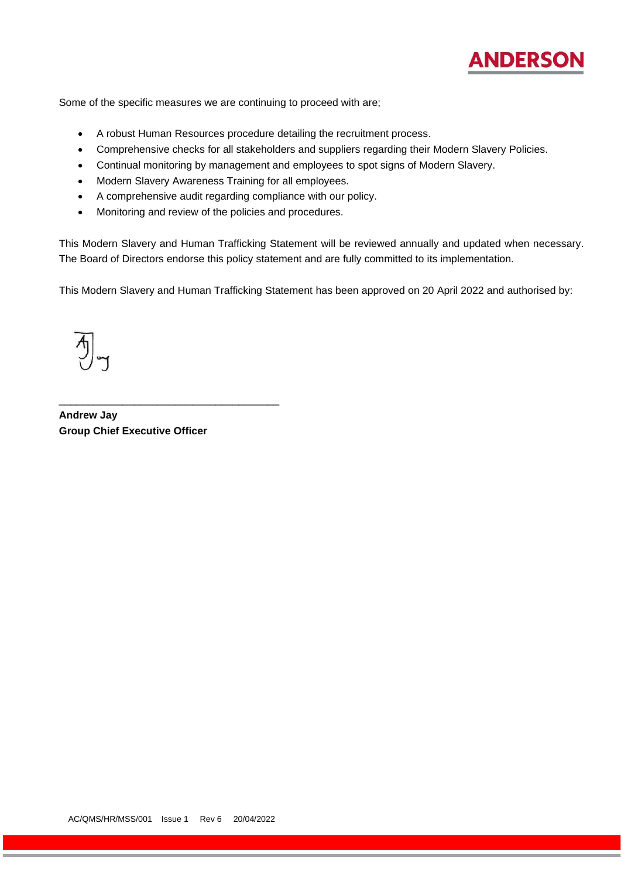Some of the specific measures we are continuing to proceed with are;

- A robust Human Resources procedure detailing the recruitment process.
- Comprehensive checks for all stakeholders and suppliers regarding their Modern Slavery Policies.
- Continual monitoring by management and employees to spot signs of Modern Slavery.
- Modern Slavery Awareness Training for all employees.
- A comprehensive audit regarding compliance with our policy.
- Monitoring and review of the policies and procedures.

This Modern Slavery and Human Trafficking Statement will be reviewed annually and updated when necessary. The Board of Directors endorse this policy statement and are fully committed to its implementation.

This Modern Slavery and Human Trafficking Statement has been approved on 20 April 2022 and authorised by:

______________________________________

**Andrew Jay**
**Group Chief Executive Officer**

AC/QMS/HR/MSS/001 Issue 1 Rev 6 20/04/2022